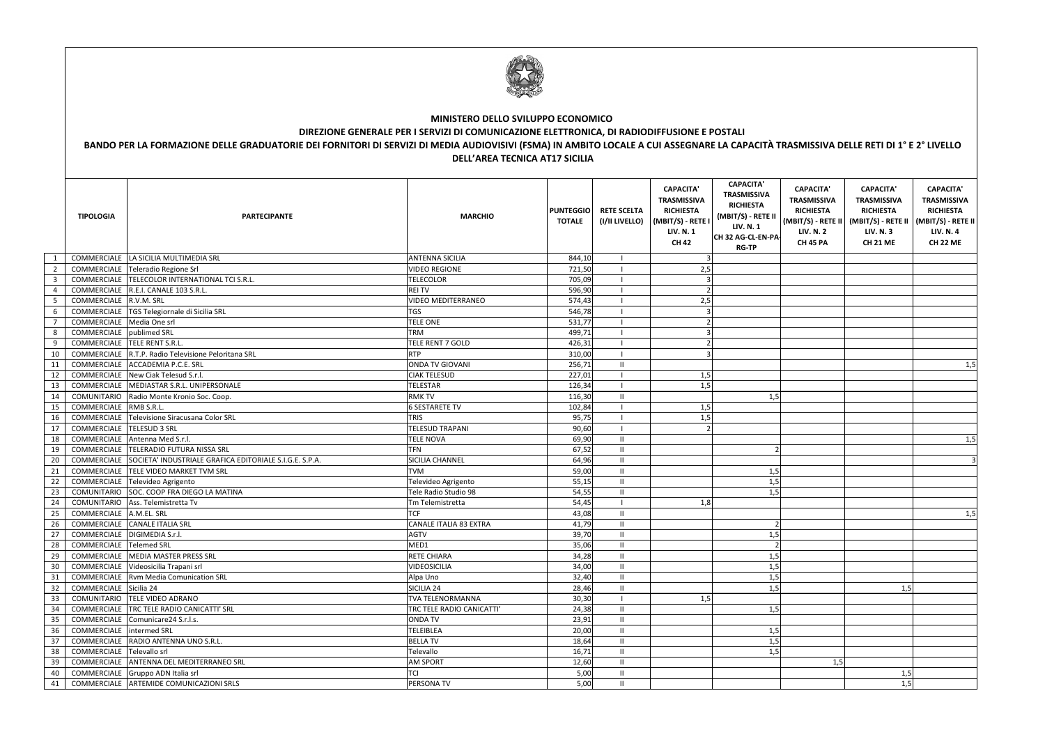**MINISTERO DELLO SVILUPPO ECONOMICO**

**DIREZIONE GENERALE PER I SERVIZI DI COMUNICAZIONE ELETTRONICA, DI RADIODIFFUSIONE E POSTALI**

**BANDO PER LA FORMAZIONE DELLE GRADUATORIE DEI FORNITORI DI SERVIZI DI MEDIA AUDIOVISIVI (FSMA) IN AMBITO LOCALE A CUI ASSEGNARE LA CAPACITÀ TRASMISSIVA DELLE RETI DI 1° E 2° LIVELLO DELL'AREA TECNICA AT17 SICILIA**

| | TIPOLOGIA | PARTECIPANTE | MARCHIO | PUNTEGGIO TOTALE | RETE SCELTA (I/II LIVELLO) | CAPACITA' TRASMISSIVA RICHIESTA (MBIT/S) - RETE I LIV. N. 1 CH 42 | CAPACITA' TRASMISSIVA RICHIESTA (MBIT/S) - RETE II LIV. N. 1 CH 32 AG-CL-EN-PA-RG-TP | CAPACITA' TRASMISSIVA RICHIESTA (MBIT/S) - RETE II LIV. N. 2 CH 45 PA | CAPACITA' TRASMISSIVA RICHIESTA (MBIT/S) - RETE II LIV. N. 3 CH 21 ME | CAPACITA' TRASMISSIVA RICHIESTA (MBIT/S) - RETE II LIV. N. 4 CH 22 ME |
|---|---|---|---|---|---|---|---|---|---|---|
| 1 | COMMERCIALE | LA SICILIA MULTIMEDIA SRL | ANTENNA SICILIA | 844,10 | I | 3 | | | | |
| 2 | COMMERCIALE | Teleradio Regione Srl | VIDEO REGIONE | 721,50 | I | 2,5 | | | | |
| 3 | COMMERCIALE | TELECOLOR INTERNATIONAL TCI S.R.L. | TELECOLOR | 705,09 | I | 3 | | | | |
| 4 | COMMERCIALE | R.E.I. CANALE 103 S.R.L. | REI TV | 596,90 | I | 2 | | | | |
| 5 | COMMERCIALE | R.V.M. SRL | VIDEO MEDITERRANEO | 574,43 | I | 2,5 | | | | |
| 6 | COMMERCIALE | TGS Telegiornale di Sicilia SRL | TGS | 546,78 | I | 3 | | | | |
| 7 | COMMERCIALE | Media One srl | TELE ONE | 531,77 | I | 2 | | | | |
| 8 | COMMERCIALE | publimed SRL | TRM | 499,71 | I | 3 | | | | |
| 9 | COMMERCIALE | TELE RENT S.R.L. | TELE RENT 7 GOLD | 426,31 | I | 2 | | | | |
| 10 | COMMERCIALE | R.T.P. Radio Televisione Peloritana SRL | RTP | 310,00 | I | 3 | | | | |
| 11 | COMMERCIALE | ACCADEMIA P.C.E. SRL | ONDA TV GIOVANI | 256,71 | II | | | | | 1,5 |
| 12 | COMMERCIALE | New Ciak Telesud S.r.l. | CIAK TELESUD | 227,01 | I | 1,5 | | | | |
| 13 | COMMERCIALE | MEDIASTAR S.R.L. UNIPERSONALE | TELESTAR | 126,34 | I | 1,5 | | | | |
| 14 | COMUNITARIO | Radio Monte Kronio Soc. Coop. | RMK TV | 116,30 | II | | 1,5 | | | |
| 15 | COMMERCIALE | RMB S.R.L. | 6 SESTARETE TV | 102,84 | I | 1,5 | | | | |
| 16 | COMMERCIALE | Televisione Siracusana Color SRL | TRIS | 95,75 | I | 1,5 | | | | |
| 17 | COMMERCIALE | TELESUD 3 SRL | TELESUD TRAPANI | 90,60 | I | 2 | | | | |
| 18 | COMMERCIALE | Antenna Med S.r.l. | TELE NOVA | 69,90 | II | | | | | 1,5 |
| 19 | COMMERCIALE | TELERADIO FUTURA NISSA SRL | TFN | 67,52 | II | | 2 | | | |
| 20 | COMMERCIALE | SOCIETA' INDUSTRIALE GRAFICA EDITORIALE S.I.G.E. S.P.A. | SICILIA CHANNEL | 64,96 | II | | | | | 3 |
| 21 | COMMERCIALE | TELE VIDEO MARKET TVM SRL | TVM | 59,00 | II | | 1,5 | | | |
| 22 | COMMERCIALE | Televideo Agrigento | Televideo Agrigento | 55,15 | II | | 1,5 | | | |
| 23 | COMUNITARIO | SOC. COOP FRA DIEGO LA MATINA | Tele Radio Studio 98 | 54,55 | II | | 1,5 | | | |
| 24 | COMUNITARIO | Ass. Telemistretta Tv | Tm Telemistretta | 54,45 | I | 1,8 | | | | |
| 25 | COMMERCIALE | A.M.EL. SRL | TCF | 43,08 | II | | | | | 1,5 |
| 26 | COMMERCIALE | CANALE ITALIA SRL | CANALE ITALIA 83 EXTRA | 41,79 | II | | 2 | | | |
| 27 | COMMERCIALE | DIGIMEDIA S.r.l. | AGTV | 39,70 | II | | 1,5 | | | |
| 28 | COMMERCIALE | Telemed SRL | MED1 | 35,06 | II | | 2 | | | |
| 29 | COMMERCIALE | MEDIA MASTER PRESS SRL | RETE CHIARA | 34,28 | II | | 1,5 | | | |
| 30 | COMMERCIALE | Videosicilia Trapani srl | VIDEOSICILIA | 34,00 | II | | 1,5 | | | |
| 31 | COMMERCIALE | Rvm Media Comunication SRL | Alpa Uno | 32,40 | II | | 1,5 | | | |
| 32 | COMMERCIALE | Sicilia 24 | SICILIA 24 | 28,46 | II | | 1,5 | | 1,5 | |
| 33 | COMUNITARIO | TELE VIDEO ADRANO | TVA TELENORMANNA | 30,30 | I | 1,5 | | | | |
| 34 | COMMERCIALE | TRC TELE RADIO CANICATTI' SRL | TRC TELE RADIO CANICATTI' | 24,38 | II | | 1,5 | | | |
| 35 | COMMERCIALE | Comunicare24 S.r.l.s. | ONDA TV | 23,91 | II | | | | | |
| 36 | COMMERCIALE | intermed SRL | TELEIBLEA | 20,00 | II | | 1,5 | | | |
| 37 | COMMERCIALE | RADIO ANTENNA UNO S.R.L. | BELLA TV | 18,64 | II | | 1,5 | | | |
| 38 | COMMERCIALE | Televallo srl | Televallo | 16,71 | II | | 1,5 | | | |
| 39 | COMMERCIALE | ANTENNA DEL MEDITERRANEO SRL | AM SPORT | 12,60 | II | | | 1,5 | | |
| 40 | COMMERCIALE | Gruppo ADN Italia srl | TCI | 5,00 | II | | | | 1,5 | |
| 41 | COMMERCIALE | ARTEMIDE COMUNICAZIONI SRLS | PERSONA TV | 5,00 | II | | | | 1,5 | |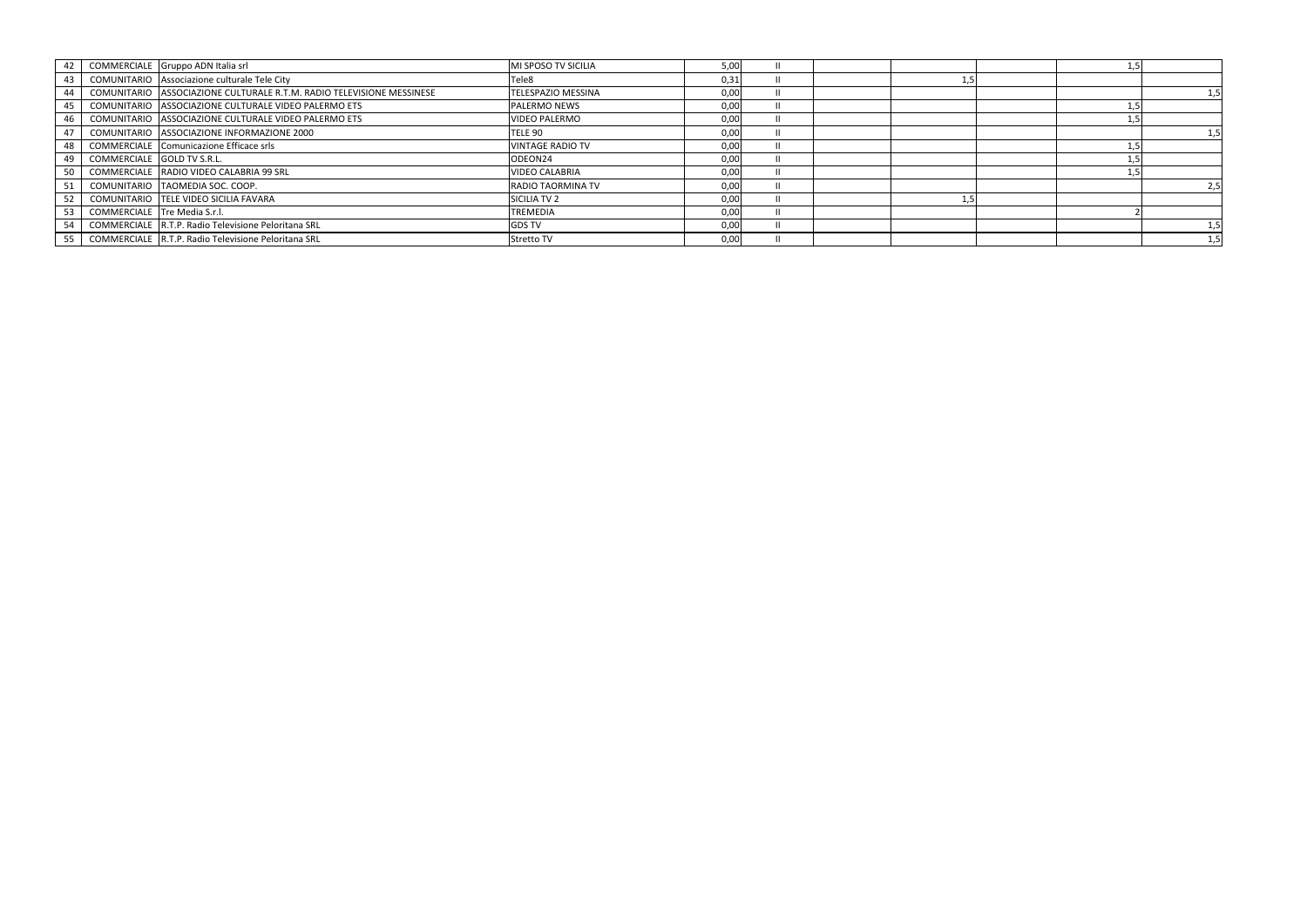| | | | | | | | | | | |
|---|---|---|---|---|---|---|---|---|---|---|
| 42 | COMMERCIALE | Gruppo ADN Italia srl | MI SPOSO TV SICILIA | 5,00 | II | | | | 1,5 | |
| 43 | COMUNITARIO | Associazione culturale Tele City | Tele8 | 0,31 | II | | 1,5 | | | |
| 44 | COMUNITARIO | ASSOCIAZIONE CULTURALE R.T.M. RADIO TELEVISIONE MESSINESE | TELESPAZIO MESSINA | 0,00 | II | | | | | 1,5 |
| 45 | COMUNITARIO | ASSOCIAZIONE CULTURALE VIDEO PALERMO ETS | PALERMO NEWS | 0,00 | II | | | | 1,5 | |
| 46 | COMUNITARIO | ASSOCIAZIONE CULTURALE VIDEO PALERMO ETS | VIDEO PALERMO | 0,00 | II | | | | 1,5 | |
| 47 | COMUNITARIO | ASSOCIAZIONE INFORMAZIONE 2000 | TELE 90 | 0,00 | II | | | | | 1,5 |
| 48 | COMMERCIALE | Comunicazione Efficace srls | VINTAGE RADIO TV | 0,00 | II | | | | 1,5 | |
| 49 | COMMERCIALE | GOLD TV S.R.L. | ODEON24 | 0,00 | II | | | | 1,5 | |
| 50 | COMMERCIALE | RADIO VIDEO CALABRIA 99 SRL | VIDEO CALABRIA | 0,00 | II | | | | 1,5 | |
| 51 | COMUNITARIO | TAOMEDIA SOC. COOP. | RADIO TAORMINA TV | 0,00 | II | | | | | 2,5 |
| 52 | COMUNITARIO | TELE VIDEO SICILIA FAVARA | SICILIA TV 2 | 0,00 | II | | 1,5 | | | |
| 53 | COMMERCIALE | Tre Media S.r.l. | TREMEDIA | 0,00 | II | | | | 2 | |
| 54 | COMMERCIALE | R.T.P. Radio Televisione Peloritana SRL | GDS TV | 0,00 | II | | | | | 1,5 |
| 55 | COMMERCIALE | R.T.P. Radio Televisione Peloritana SRL | Stretto TV | 0,00 | II | | | | | 1,5 |